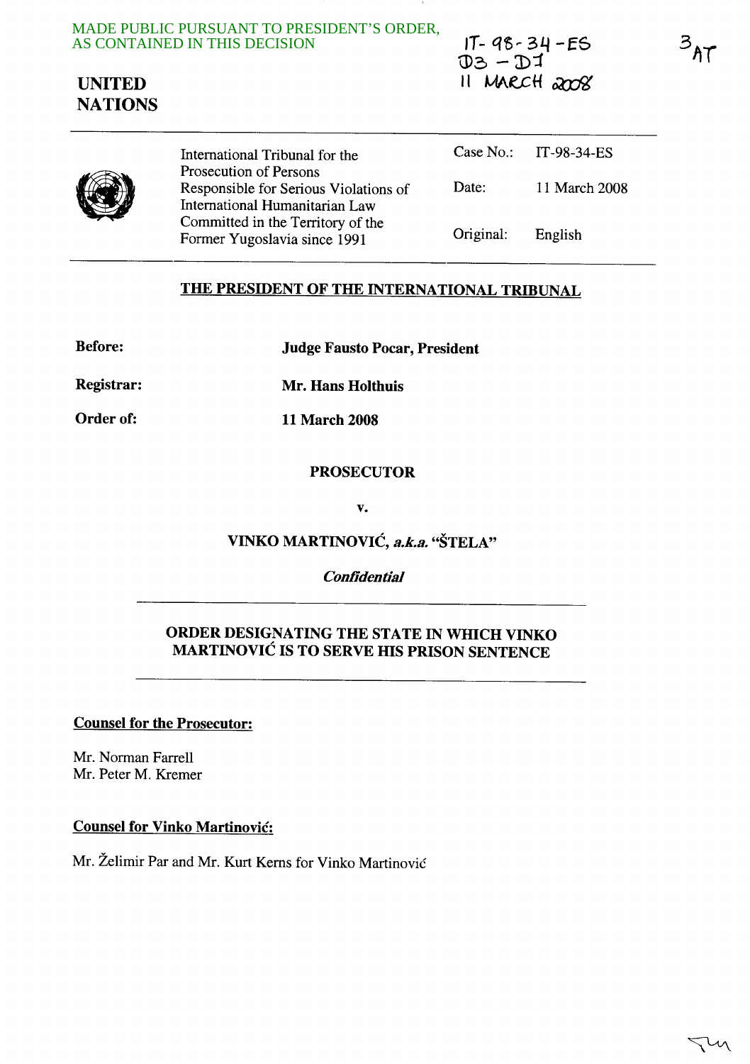MADE PUBLIC PURSUANT TO PRESIDENT'S ORDER, AS CONTAINED IN THIS DECISION

IT-98-34-ES
D3 - D1
11 MARCH 2008

3 AT

**UNITED NATIONS**

| | |
|---|---|
| International Tribunal for the Prosecution of Persons Responsible for Serious Violations of International Humanitarian Law Committed in the Territory of the Former Yugoslavia since 1991 | Case No.: IT-98-34-ES<br>Date: 11 March 2008<br>Original: English |

## THE PRESIDENT OF THE INTERNATIONAL TRIBUNAL

**Before:** **Judge Fausto Pocar, President**

**Registrar:** **Mr. Hans Holthuis**

**Order of:** **11 March 2008**

**PROSECUTOR**

**v.**

**VINKO MARTINOVIĆ, *a.k.a.* "ŠTELA"**

***Confidential***

## ORDER DESIGNATING THE STATE IN WHICH VINKO MARTINOVIĆ IS TO SERVE HIS PRISON SENTENCE

**Counsel for the Prosecutor:**

Mr. Norman Farrell
Mr. Peter M. Kremer

**Counsel for Vinko Martinović:**

Mr. Želimir Par and Mr. Kurt Kerns for Vinko Martinović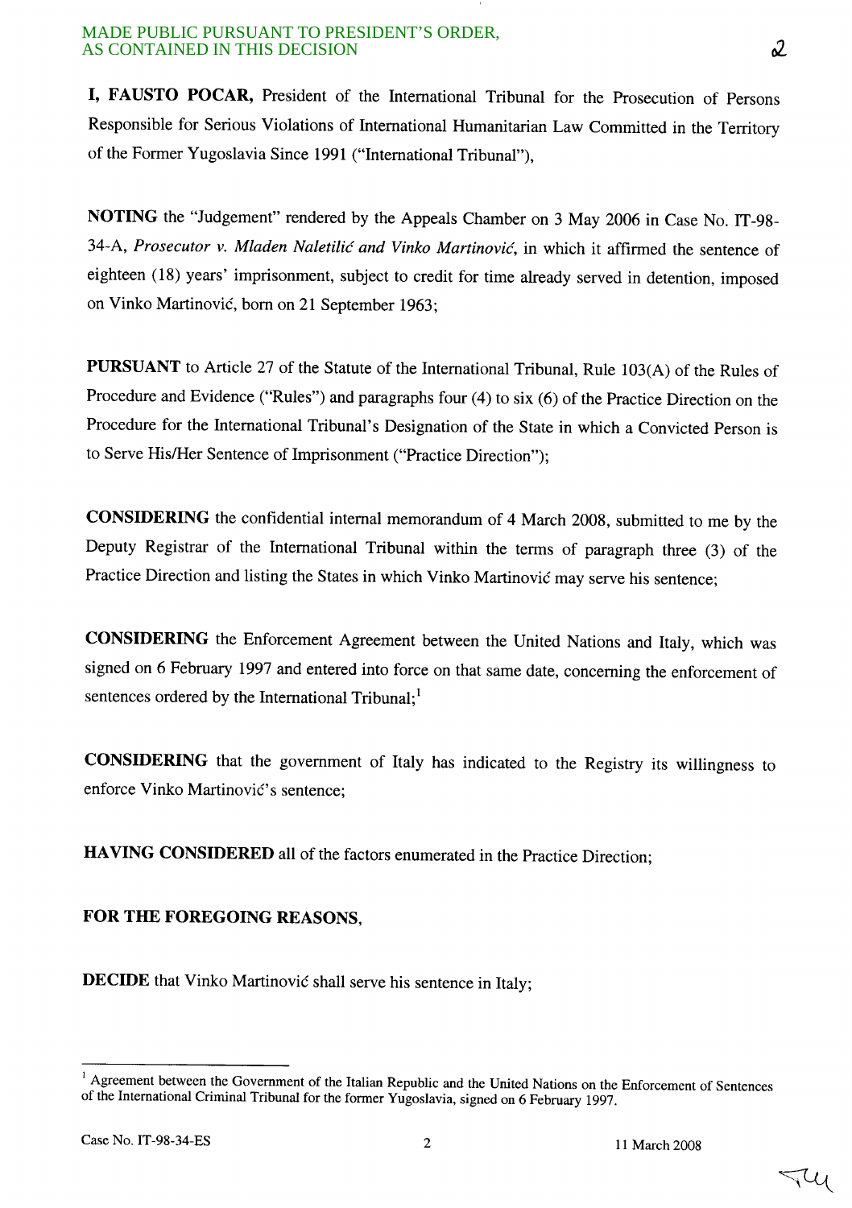**I, FAUSTO POCAR,** President of the International Tribunal for the Prosecution of Persons Responsible for Serious Violations of International Humanitarian Law Committed in the Territory of the Former Yugoslavia Since 1991 ("International Tribunal"),

**NOTING** the "Judgement" rendered by the Appeals Chamber on 3 May 2006 in Case No. IT-98-34-A, *Prosecutor v. Mladen Naletilić and Vinko Martinović*, in which it affirmed the sentence of eighteen (18) years' imprisonment, subject to credit for time already served in detention, imposed on Vinko Martinović, born on 21 September 1963;

**PURSUANT** to Article 27 of the Statute of the International Tribunal, Rule 103(A) of the Rules of Procedure and Evidence ("Rules") and paragraphs four (4) to six (6) of the Practice Direction on the Procedure for the International Tribunal's Designation of the State in which a Convicted Person is to Serve His/Her Sentence of Imprisonment ("Practice Direction");

**CONSIDERING** the confidential internal memorandum of 4 March 2008, submitted to me by the Deputy Registrar of the International Tribunal within the terms of paragraph three (3) of the Practice Direction and listing the States in which Vinko Martinović may serve his sentence;

**CONSIDERING** the Enforcement Agreement between the United Nations and Italy, which was signed on 6 February 1997 and entered into force on that same date, concerning the enforcement of sentences ordered by the International Tribunal;[1]

**CONSIDERING** that the government of Italy has indicated to the Registry its willingness to enforce Vinko Martinović's sentence;

**HAVING CONSIDERED** all of the factors enumerated in the Practice Direction;

**FOR THE FOREGOING REASONS,**

**DECIDE** that Vinko Martinović shall serve his sentence in Italy;

---

[1] Agreement between the Government of the Italian Republic and the United Nations on the Enforcement of Sentences of the International Criminal Tribunal for the former Yugoslavia, signed on 6 February 1997.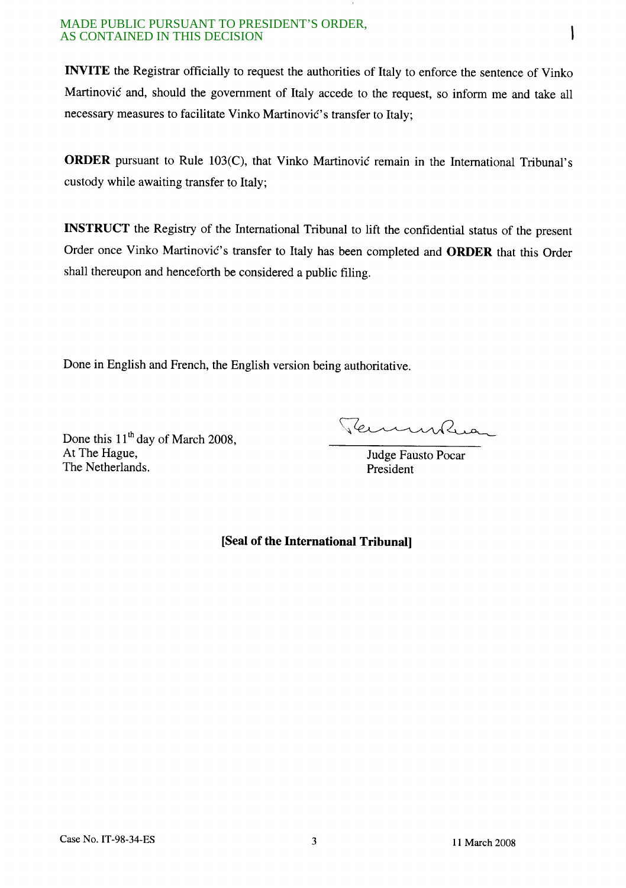**INVITE** the Registrar officially to request the authorities of Italy to enforce the sentence of Vinko Martinović and, should the government of Italy accede to the request, so inform me and take all necessary measures to facilitate Vinko Martinović's transfer to Italy;

**ORDER** pursuant to Rule 103(C), that Vinko Martinović remain in the International Tribunal's custody while awaiting transfer to Italy;

**INSTRUCT** the Registry of the International Tribunal to lift the confidential status of the present Order once Vinko Martinović's transfer to Italy has been completed and **ORDER** that this Order shall thereupon and henceforth be considered a public filing.

Done in English and French, the English version being authoritative.

Done this 11th day of March 2008,
At The Hague,
The Netherlands.

Judge Fausto Pocar
President

**[Seal of the International Tribunal]**